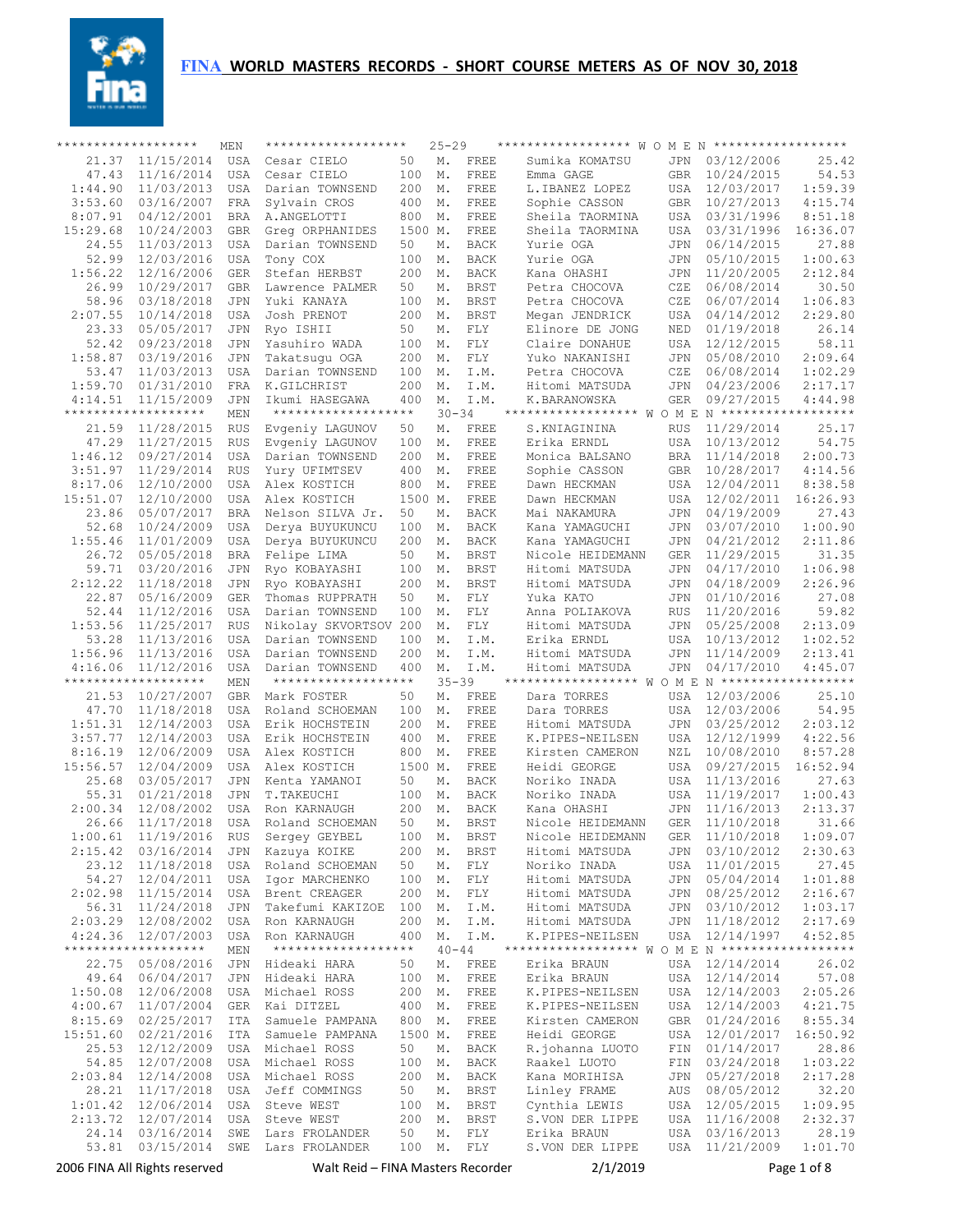# FINA WORLD MASTERS RECORDS - SHORT COURSE METERS AS OF NOV 30, 2018

## 25-29

| Time | Date | Nat | Name (MEN) | Dist | | Stroke | Name (WOMEN) | Nat | Date | Time |
|---|---|---|---|---|---|---|---|---|---|---|
| 21.37 | 11/15/2014 | USA | Cesar CIELO | 50 | M. | FREE | Sumika KOMATSU | JPN | 03/12/2006 | 25.42 |
| 47.43 | 11/16/2014 | USA | Cesar CIELO | 100 | M. | FREE | Emma GAGE | GBR | 10/24/2015 | 54.53 |
| 1:44.90 | 11/03/2013 | USA | Darian TOWNSEND | 200 | M. | FREE | L.IBANEZ LOPEZ | USA | 12/03/2017 | 1:59.39 |
| 3:53.60 | 03/16/2007 | FRA | Sylvain CROS | 400 | M. | FREE | Sophie CASSON | GBR | 10/27/2013 | 4:15.74 |
| 8:07.91 | 04/12/2001 | BRA | A.ANGELOTTI | 800 | M. | FREE | Sheila TAORMINA | USA | 03/31/1996 | 8:51.18 |
| 15:29.68 | 10/24/2003 | GBR | Greg ORPHANIDES | 1500 | M. | FREE | Sheila TAORMINA | USA | 03/31/1996 | 16:36.07 |
| 24.55 | 11/03/2013 | USA | Darian TOWNSEND | 50 | M. | BACK | Yurie OGA | JPN | 06/14/2015 | 27.88 |
| 52.99 | 12/03/2016 | USA | Tony COX | 100 | M. | BACK | Yurie OGA | JPN | 05/10/2015 | 1:00.63 |
| 1:56.22 | 12/16/2006 | GER | Stefan HERBST | 200 | M. | BACK | Kana OHASHI | JPN | 11/20/2005 | 2:12.84 |
| 26.99 | 10/29/2017 | GBR | Lawrence PALMER | 50 | M. | BRST | Petra CHOCOVA | CZE | 06/08/2014 | 30.50 |
| 58.96 | 03/18/2018 | JPN | Yuki KANAYA | 100 | M. | BRST | Petra CHOCOVA | CZE | 06/07/2014 | 1:06.83 |
| 2:07.55 | 10/14/2018 | USA | Josh PRENOT | 200 | M. | BRST | Megan JENDRICK | USA | 04/14/2012 | 2:29.80 |
| 23.33 | 05/05/2017 | JPN | Ryo ISHII | 50 | M. | FLY | Elinore DE JONG | NED | 01/19/2018 | 26.14 |
| 52.42 | 09/23/2018 | JPN | Yasuhiro WADA | 100 | M. | FLY | Claire DONAHUE | USA | 12/12/2015 | 58.11 |
| 1:58.87 | 03/19/2016 | JPN | Takatsugu OGA | 200 | M. | FLY | Yuko NAKANISHI | JPN | 05/08/2010 | 2:09.64 |
| 53.47 | 11/03/2013 | USA | Darian TOWNSEND | 100 | M. | I.M. | Petra CHOCOVA | CZE | 06/08/2014 | 1:02.29 |
| 1:59.70 | 01/31/2010 | FRA | K.GILCHRIST | 200 | M. | I.M. | Hitomi MATSUDA | JPN | 04/23/2006 | 2:17.17 |
| 4:14.51 | 11/15/2009 | JPN | Ikumi HASEGAWA | 400 | M. | I.M. | K.BARANOWSKA | GER | 09/27/2015 | 4:44.98 |

## 30-34

| Time | Date | Nat | Name (MEN) | Dist | | Stroke | Name (WOMEN) | Nat | Date | Time |
|---|---|---|---|---|---|---|---|---|---|---|
| 21.59 | 11/28/2015 | RUS | Evgeniy LAGUNOV | 50 | M. | FREE | S.KNIAGININA | RUS | 11/29/2014 | 25.17 |
| 47.29 | 11/27/2015 | RUS | Evgeniy LAGUNOV | 100 | M. | FREE | Erika ERNDL | USA | 10/13/2012 | 54.75 |
| 1:46.12 | 09/27/2014 | USA | Darian TOWNSEND | 200 | M. | FREE | Monica BALSANO | BRA | 11/14/2018 | 2:00.73 |
| 3:51.97 | 11/29/2014 | RUS | Yury UFIMTSEV | 400 | M. | FREE | Sophie CASSON | GBR | 10/28/2017 | 4:14.56 |
| 8:17.06 | 12/10/2000 | USA | Alex KOSTICH | 800 | M. | FREE | Dawn HECKMAN | USA | 12/04/2011 | 8:38.58 |
| 15:51.07 | 12/10/2000 | USA | Alex KOSTICH | 1500 | M. | FREE | Dawn HECKMAN | USA | 12/02/2011 | 16:26.93 |
| 23.86 | 05/07/2017 | BRA | Nelson SILVA Jr. | 50 | M. | BACK | Mai NAKAMURA | JPN | 04/19/2009 | 27.43 |
| 52.68 | 10/24/2009 | USA | Derya BUYUKUNCU | 100 | M. | BACK | Kana YAMAGUCHI | JPN | 03/07/2010 | 1:00.90 |
| 1:55.46 | 11/01/2009 | USA | Derya BUYUKUNCU | 200 | M. | BACK | Kana YAMAGUCHI | JPN | 04/21/2012 | 2:11.86 |
| 26.72 | 05/05/2018 | BRA | Felipe LIMA | 50 | M. | BRST | Nicole HEIDEMANN | GER | 11/29/2015 | 31.35 |
| 59.71 | 03/20/2016 | JPN | Ryo KOBAYASHI | 100 | M. | BRST | Hitomi MATSUDA | JPN | 04/17/2010 | 1:06.98 |
| 2:12.22 | 11/18/2018 | JPN | Ryo KOBAYASHI | 200 | M. | BRST | Hitomi MATSUDA | JPN | 04/18/2009 | 2:26.96 |
| 22.87 | 05/16/2009 | GER | Thomas RUPPRATH | 50 | M. | FLY | Yuka KATO | JPN | 01/10/2016 | 27.08 |
| 52.44 | 11/12/2016 | USA | Darian TOWNSEND | 100 | M. | FLY | Anna POLIAKOVA | RUS | 11/20/2016 | 59.82 |
| 1:53.56 | 11/25/2017 | RUS | Nikolay SKVORTSOV | 200 | M. | FLY | Hitomi MATSUDA | JPN | 05/25/2008 | 2:13.09 |
| 53.28 | 11/13/2016 | USA | Darian TOWNSEND | 100 | M. | I.M. | Erika ERNDL | USA | 10/13/2012 | 1:02.52 |
| 1:56.96 | 11/13/2016 | USA | Darian TOWNSEND | 200 | M. | I.M. | Hitomi MATSUDA | JPN | 11/14/2009 | 2:13.41 |
| 4:16.06 | 11/12/2016 | USA | Darian TOWNSEND | 400 | M. | I.M. | Hitomi MATSUDA | JPN | 04/17/2010 | 4:45.07 |

## 35-39

| Time | Date | Nat | Name (MEN) | Dist | | Stroke | Name (WOMEN) | Nat | Date | Time |
|---|---|---|---|---|---|---|---|---|---|---|
| 21.53 | 10/27/2007 | GBR | Mark FOSTER | 50 | M. | FREE | Dara TORRES | USA | 12/03/2006 | 25.10 |
| 47.70 | 11/18/2018 | USA | Roland SCHOEMAN | 100 | M. | FREE | Dara TORRES | USA | 12/03/2006 | 54.95 |
| 1:51.31 | 12/14/2003 | USA | Erik HOCHSTEIN | 200 | M. | FREE | Hitomi MATSUDA | JPN | 03/25/2012 | 2:03.12 |
| 3:57.77 | 12/14/2003 | USA | Erik HOCHSTEIN | 400 | M. | FREE | K.PIPES-NEILSEN | USA | 12/12/1999 | 4:22.56 |
| 8:16.19 | 12/06/2009 | USA | Alex KOSTICH | 800 | M. | FREE | Kirsten CAMERON | NZL | 10/08/2010 | 8:57.28 |
| 15:56.57 | 12/04/2009 | USA | Alex KOSTICH | 1500 | M. | FREE | Heidi GEORGE | USA | 09/27/2015 | 16:52.94 |
| 25.68 | 03/05/2017 | JPN | Kenta YAMANOI | 50 | M. | BACK | Noriko INADA | USA | 11/13/2016 | 27.63 |
| 55.31 | 01/21/2018 | JPN | T.TAKEUCHI | 100 | M. | BACK | Noriko INADA | USA | 11/19/2017 | 1:00.43 |
| 2:00.34 | 12/08/2002 | USA | Ron KARNAUGH | 200 | M. | BACK | Kana OHASHI | JPN | 11/16/2013 | 2:13.37 |
| 26.66 | 11/17/2018 | USA | Roland SCHOEMAN | 50 | M. | BRST | Nicole HEIDEMANN | GER | 11/10/2018 | 31.66 |
| 1:00.61 | 11/19/2016 | RUS | Sergey GEYBEL | 100 | M. | BRST | Nicole HEIDEMANN | GER | 11/10/2018 | 1:09.07 |
| 2:15.42 | 03/16/2014 | JPN | Kazuya KOIKE | 200 | M. | BRST | Hitomi MATSUDA | JPN | 03/10/2012 | 2:30.63 |
| 23.12 | 11/18/2018 | USA | Roland SCHOEMAN | 50 | M. | FLY | Noriko INADA | USA | 11/01/2015 | 27.45 |
| 54.27 | 12/04/2011 | USA | Igor MARCHENKO | 100 | M. | FLY | Hitomi MATSUDA | JPN | 05/04/2014 | 1:01.88 |
| 2:02.98 | 11/15/2014 | USA | Brent CREAGER | 200 | M. | FLY | Hitomi MATSUDA | JPN | 08/25/2012 | 2:16.67 |
| 56.31 | 11/24/2018 | JPN | Takefumi KAKIZOE | 100 | M. | I.M. | Hitomi MATSUDA | JPN | 03/10/2012 | 1:03.17 |
| 2:03.29 | 12/08/2002 | USA | Ron KARNAUGH | 200 | M. | I.M. | Hitomi MATSUDA | JPN | 11/18/2012 | 2:17.69 |
| 4:24.36 | 12/07/2003 | USA | Ron KARNAUGH | 400 | M. | I.M. | K.PIPES-NEILSEN | USA | 12/14/1997 | 4:52.85 |

## 40-44

| Time | Date | Nat | Name (MEN) | Dist | | Stroke | Name (WOMEN) | Nat | Date | Time |
|---|---|---|---|---|---|---|---|---|---|---|
| 22.75 | 05/08/2016 | JPN | Hideaki HARA | 50 | M. | FREE | Erika BRAUN | USA | 12/14/2014 | 26.02 |
| 49.64 | 06/04/2017 | JPN | Hideaki HARA | 100 | M. | FREE | Erika BRAUN | USA | 12/14/2014 | 57.08 |
| 1:50.08 | 12/06/2008 | USA | Michael ROSS | 200 | M. | FREE | K.PIPES-NEILSEN | USA | 12/14/2003 | 2:05.26 |
| 4:00.67 | 11/07/2004 | GER | Kai DITZEL | 400 | M. | FREE | K.PIPES-NEILSEN | USA | 12/14/2003 | 4:21.75 |
| 8:15.69 | 02/25/2017 | ITA | Samuele PAMPANA | 800 | M. | FREE | Kirsten CAMERON | GBR | 01/24/2016 | 8:55.34 |
| 15:51.60 | 02/21/2016 | ITA | Samuele PAMPANA | 1500 | M. | FREE | Heidi GEORGE | USA | 12/01/2017 | 16:50.92 |
| 25.53 | 12/12/2009 | USA | Michael ROSS | 50 | M. | BACK | R.johanna LUOTO | FIN | 01/14/2017 | 28.86 |
| 54.85 | 12/07/2008 | USA | Michael ROSS | 100 | M. | BACK | Raakel LUOTO | FIN | 03/24/2018 | 1:03.22 |
| 2:03.84 | 12/14/2008 | USA | Michael ROSS | 200 | M. | BACK | Kana MORIHISA | JPN | 05/27/2018 | 2:17.28 |
| 28.21 | 11/17/2018 | USA | Jeff COMMINGS | 50 | M. | BRST | Linley FRAME | AUS | 08/05/2012 | 32.20 |
| 1:01.42 | 12/06/2014 | USA | Steve WEST | 100 | M. | BRST | Cynthia LEWIS | USA | 12/05/2015 | 1:09.95 |
| 2:13.72 | 12/07/2014 | USA | Steve WEST | 200 | M. | BRST | S.VON DER LIPPE | USA | 11/16/2008 | 2:32.37 |
| 24.14 | 03/16/2014 | SWE | Lars FROLANDER | 50 | M. | FLY | Erika BRAUN | USA | 03/16/2013 | 28.19 |
| 53.81 | 03/15/2014 | SWE | Lars FROLANDER | 100 | M. | FLY | S.VON DER LIPPE | USA | 11/21/2009 | 1:01.70 |

2006 FINA All Rights reserved — Walt Reid – FINA Masters Recorder — 2/1/2019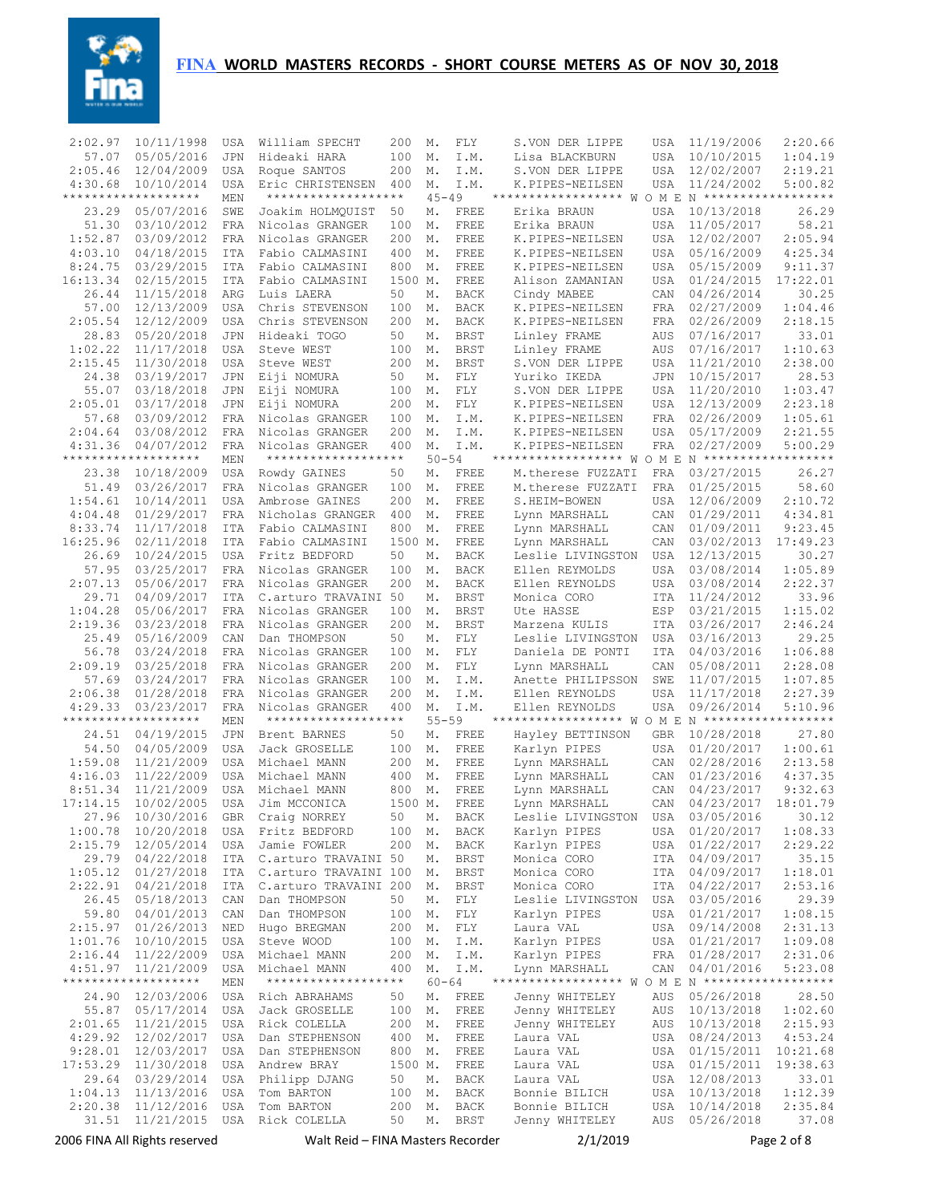# FINA WORLD MASTERS RECORDS - SHORT COURSE METERS AS OF NOV 30, 2018

| Time | Date | Ctry | Name | Dist | | Stroke | Name | Ctry | Date | Time |
|---|---|---|---|---|---|---|---|---|---|---|
| 2:02.97 | 10/11/1998 | USA | William SPECHT | 200 | M. | FLY | S.VON DER LIPPE | USA | 11/19/2006 | 2:20.66 |
| 57.07 | 05/05/2016 | JPN | Hideaki HARA | 100 | M. | I.M. | Lisa BLACKBURN | USA | 10/10/2015 | 1:04.19 |
| 2:05.46 | 12/04/2009 | USA | Roque SANTOS | 200 | M. | I.M. | S.VON DER LIPPE | USA | 12/02/2007 | 2:19.21 |
| 4:30.68 | 10/10/2014 | USA | Eric CHRISTENSEN | 400 | M. | I.M. | K.PIPES-NEILSEN | USA | 11/24/2002 | 5:00.82 |
| ****************** | | MEN | ****************** | 45-49 | | | ****************** | W O M E N | ****************** | |
| 23.29 | 05/07/2016 | SWE | Joakim HOLMQUIST | 50 | M. | FREE | Erika BRAUN | USA | 10/13/2018 | 26.29 |
| 51.30 | 03/10/2012 | FRA | Nicolas GRANGER | 100 | M. | FREE | Erika BRAUN | USA | 11/05/2017 | 58.21 |
| 1:52.87 | 03/09/2012 | FRA | Nicolas GRANGER | 200 | M. | FREE | K.PIPES-NEILSEN | USA | 12/02/2007 | 2:05.94 |
| 4:03.10 | 04/18/2015 | ITA | Fabio CALMASINI | 400 | M. | FREE | K.PIPES-NEILSEN | USA | 05/16/2009 | 4:25.34 |
| 8:24.75 | 03/29/2015 | ITA | Fabio CALMASINI | 800 | M. | FREE | K.PIPES-NEILSEN | USA | 05/15/2009 | 9:11.37 |
| 16:13.34 | 02/15/2015 | ITA | Fabio CALMASINI | 1500 | M. | FREE | Alison ZAMANIAN | USA | 01/24/2015 | 17:22.01 |
| 26.44 | 11/15/2018 | ARG | Luis LAERA | 50 | M. | BACK | Cindy MABEE | CAN | 04/26/2014 | 30.25 |
| 57.00 | 12/13/2009 | USA | Chris STEVENSON | 100 | M. | BACK | K.PIPES-NEILSEN | FRA | 02/27/2009 | 1:04.46 |
| 2:05.54 | 12/12/2009 | USA | Chris STEVENSON | 200 | M. | BACK | K.PIPES-NEILSEN | FRA | 02/26/2009 | 2:18.15 |
| 28.83 | 05/20/2018 | JPN | Hideaki TOGO | 50 | M. | BRST | Linley FRAME | AUS | 07/16/2017 | 33.01 |
| 1:02.22 | 11/17/2018 | USA | Steve WEST | 100 | M. | BRST | Linley FRAME | AUS | 07/16/2017 | 1:10.63 |
| 2:15.45 | 11/30/2018 | USA | Steve WEST | 200 | M. | BRST | S.VON DER LIPPE | USA | 11/21/2010 | 2:38.00 |
| 24.38 | 03/19/2017 | JPN | Eiji NOMURA | 50 | M. | FLY | Yuriko IKEDA | JPN | 10/15/2017 | 28.53 |
| 55.07 | 03/18/2018 | JPN | Eiji NOMURA | 100 | M. | FLY | S.VON DER LIPPE | USA | 11/20/2010 | 1:03.47 |
| 2:05.01 | 03/17/2018 | JPN | Eiji NOMURA | 200 | M. | FLY | K.PIPES-NEILSEN | USA | 12/13/2009 | 2:23.18 |
| 57.68 | 03/09/2012 | FRA | Nicolas GRANGER | 100 | M. | I.M. | K.PIPES-NEILSEN | FRA | 02/26/2009 | 1:05.61 |
| 2:04.64 | 03/08/2012 | FRA | Nicolas GRANGER | 200 | M. | I.M. | K.PIPES-NEILSEN | USA | 05/17/2009 | 2:21.55 |
| 4:31.36 | 04/07/2012 | FRA | Nicolas GRANGER | 400 | M. | I.M. | K.PIPES-NEILSEN | FRA | 02/27/2009 | 5:00.29 |
| ****************** | | MEN | ****************** | 50-54 | | | ****************** | W O M E N | ****************** | |
| 23.38 | 10/18/2009 | USA | Rowdy GAINES | 50 | M. | FREE | M.therese FUZZATI | FRA | 03/27/2015 | 26.27 |
| 51.49 | 03/26/2017 | FRA | Nicolas GRANGER | 100 | M. | FREE | M.therese FUZZATI | FRA | 01/25/2015 | 58.60 |
| 1:54.61 | 10/14/2011 | USA | Ambrose GAINES | 200 | M. | FREE | S.HEIM-BOWEN | USA | 12/06/2009 | 2:10.72 |
| 4:04.48 | 01/29/2017 | FRA | Nicholas GRANGER | 400 | M. | FREE | Lynn MARSHALL | CAN | 01/29/2011 | 4:34.81 |
| 8:33.74 | 11/17/2018 | ITA | Fabio CALMASINI | 800 | M. | FREE | Lynn MARSHALL | CAN | 01/09/2011 | 9:23.45 |
| 16:25.96 | 02/11/2018 | ITA | Fabio CALMASINI | 1500 | M. | FREE | Lynn MARSHALL | CAN | 03/02/2013 | 17:49.23 |
| 26.69 | 10/24/2015 | USA | Fritz BEDFORD | 50 | M. | BACK | Leslie LIVINGSTON | USA | 12/13/2015 | 30.27 |
| 57.95 | 03/25/2017 | FRA | Nicolas GRANGER | 100 | M. | BACK | Ellen REYNOLDS | USA | 03/08/2014 | 1:05.89 |
| 2:07.13 | 05/06/2017 | FRA | Nicolas GRANGER | 200 | M. | BACK | Ellen REYNOLDS | USA | 03/08/2014 | 2:22.37 |
| 29.71 | 04/09/2017 | ITA | C.arturo TRAVAINI | 50 | M. | BRST | Monica CORO | ITA | 11/24/2012 | 33.96 |
| 1:04.28 | 05/06/2017 | FRA | Nicolas GRANGER | 100 | M. | BRST | Ute HASSE | ESP | 03/21/2015 | 1:15.02 |
| 2:19.36 | 03/23/2018 | FRA | Nicolas GRANGER | 200 | M. | BRST | Marzena KULIS | ITA | 03/26/2017 | 2:46.24 |
| 25.49 | 05/16/2009 | CAN | Dan THOMPSON | 50 | M. | FLY | Leslie LIVINGSTON | USA | 03/16/2013 | 29.25 |
| 56.78 | 03/24/2018 | FRA | Nicolas GRANGER | 100 | M. | FLY | Daniela DE PONTI | ITA | 04/03/2016 | 1:06.88 |
| 2:09.19 | 03/25/2018 | FRA | Nicolas GRANGER | 200 | M. | FLY | Lynn MARSHALL | CAN | 05/08/2011 | 2:28.08 |
| 57.69 | 03/24/2017 | FRA | Nicolas GRANGER | 100 | M. | I.M. | Anette PHILIPSSON | SWE | 11/07/2015 | 1:07.85 |
| 2:06.38 | 01/28/2018 | FRA | Nicolas GRANGER | 200 | M. | I.M. | Ellen REYNOLDS | USA | 11/17/2018 | 2:27.39 |
| 4:29.33 | 03/23/2017 | FRA | Nicolas GRANGER | 400 | M. | I.M. | Ellen REYNOLDS | USA | 09/26/2014 | 5:10.96 |
| ****************** | | MEN | ****************** | 55-59 | | | ****************** | W O M E N | ****************** | |
| 24.51 | 04/19/2015 | JPN | Brent BARNES | 50 | M. | FREE | Hayley BETTINSON | GBR | 10/28/2018 | 27.80 |
| 54.50 | 04/05/2009 | USA | Jack GROSELLE | 100 | M. | FREE | Karlyn PIPES | USA | 01/20/2017 | 1:00.61 |
| 1:59.08 | 11/21/2009 | USA | Michael MANN | 200 | M. | FREE | Lynn MARSHALL | CAN | 02/28/2016 | 2:13.58 |
| 4:16.03 | 11/22/2009 | USA | Michael MANN | 400 | M. | FREE | Lynn MARSHALL | CAN | 01/23/2016 | 4:37.35 |
| 8:51.34 | 11/21/2009 | USA | Michael MANN | 800 | M. | FREE | Lynn MARSHALL | CAN | 04/23/2017 | 9:32.63 |
| 17:14.15 | 10/02/2005 | USA | Jim MCCONICA | 1500 | M. | FREE | Lynn MARSHALL | CAN | 04/23/2017 | 18:01.79 |
| 27.96 | 10/30/2016 | GBR | Craig NORREY | 50 | M. | BACK | Leslie LIVINGSTON | USA | 03/05/2016 | 30.12 |
| 1:00.78 | 10/20/2018 | USA | Fritz BEDFORD | 100 | M. | BACK | Karlyn PIPES | USA | 01/20/2017 | 1:08.33 |
| 2:15.79 | 12/05/2014 | USA | Jamie FOWLER | 200 | M. | BACK | Karlyn PIPES | USA | 01/22/2017 | 2:29.22 |
| 29.79 | 04/22/2018 | ITA | C.arturo TRAVAINI | 50 | M. | BRST | Monica CORO | ITA | 04/09/2017 | 35.15 |
| 1:05.12 | 01/27/2018 | ITA | C.arturo TRAVAINI | 100 | M. | BRST | Monica CORO | ITA | 04/09/2017 | 1:18.01 |
| 2:22.91 | 04/21/2018 | ITA | C.arturo TRAVAINI | 200 | M. | BRST | Monica CORO | ITA | 04/22/2017 | 2:53.16 |
| 26.45 | 05/18/2013 | CAN | Dan THOMPSON | 50 | M. | FLY | Leslie LIVINGSTON | USA | 03/05/2016 | 29.39 |
| 59.80 | 04/01/2013 | CAN | Dan THOMPSON | 100 | M. | FLY | Karlyn PIPES | USA | 01/21/2017 | 1:08.15 |
| 2:15.97 | 01/26/2013 | NED | Hugo BREGMAN | 200 | M. | FLY | Laura VAL | USA | 09/14/2008 | 2:31.13 |
| 1:01.76 | 10/10/2015 | USA | Steve WOOD | 100 | M. | I.M. | Karlyn PIPES | USA | 01/21/2017 | 1:09.08 |
| 2:16.44 | 11/22/2009 | USA | Michael MANN | 200 | M. | I.M. | Karlyn PIPES | FRA | 01/28/2017 | 2:31.06 |
| 4:51.97 | 11/21/2009 | USA | Michael MANN | 400 | M. | I.M. | Lynn MARSHALL | CAN | 04/01/2016 | 5:23.08 |
| ****************** | | MEN | ****************** | 60-64 | | | ****************** | W O M E N | ****************** | |
| 24.90 | 12/03/2006 | USA | Rich ABRAHAMS | 50 | M. | FREE | Jenny WHITELEY | AUS | 05/26/2018 | 28.50 |
| 55.87 | 05/17/2014 | USA | Jack GROSELLE | 100 | M. | FREE | Jenny WHITELEY | AUS | 10/13/2018 | 1:02.60 |
| 2:01.65 | 11/21/2015 | USA | Rick COLELLA | 200 | M. | FREE | Jenny WHITELEY | AUS | 10/13/2018 | 2:15.93 |
| 4:29.92 | 12/02/2017 | USA | Dan STEPHENSON | 400 | M. | FREE | Laura VAL | USA | 08/24/2013 | 4:53.24 |
| 9:28.01 | 12/03/2017 | USA | Dan STEPHENSON | 800 | M. | FREE | Laura VAL | USA | 01/15/2011 | 10:21.68 |
| 17:53.29 | 11/30/2018 | USA | Andrew BRAY | 1500 | M. | FREE | Laura VAL | USA | 01/15/2011 | 19:38.63 |
| 29.64 | 03/29/2014 | USA | Philipp DJANG | 50 | M. | BACK | Laura VAL | USA | 12/08/2013 | 33.01 |
| 1:04.13 | 11/13/2016 | USA | Tom BARTON | 100 | M. | BACK | Bonnie BILICH | USA | 10/13/2018 | 1:12.39 |
| 2:20.38 | 11/12/2016 | USA | Tom BARTON | 200 | M. | BACK | Bonnie BILICH | USA | 10/14/2018 | 2:35.84 |
| 31.51 | 11/21/2015 | USA | Rick COLELLA | 50 | M. | BRST | Jenny WHITELEY | AUS | 05/26/2018 | 37.08 |

2006 FINA All Rights reserved — Walt Reid – FINA Masters Recorder — 2/1/2019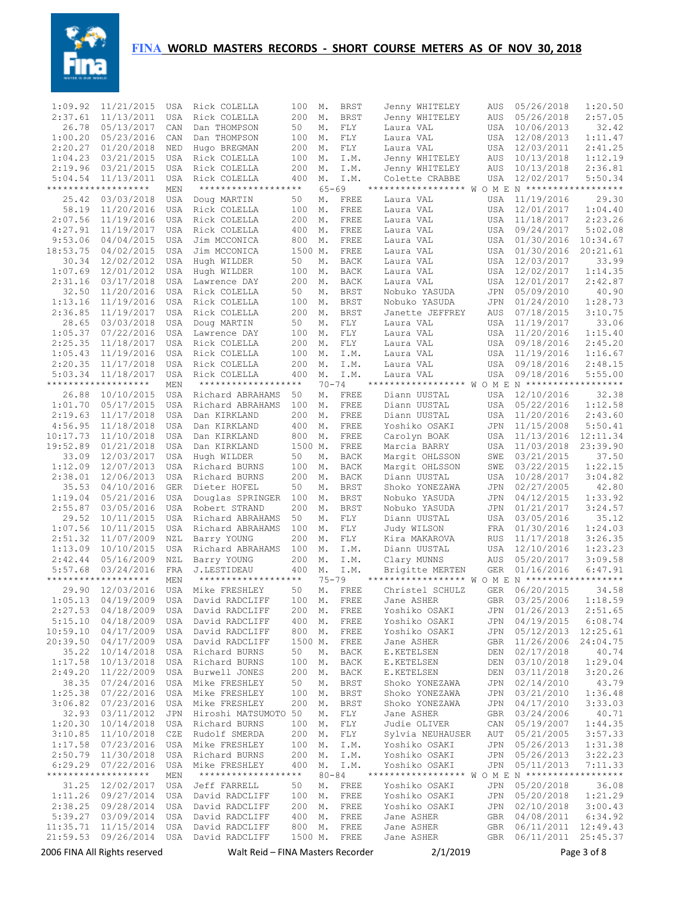# FINA WORLD MASTERS RECORDS - SHORT COURSE METERS AS OF NOV 30, 2018

| Time | Date | Nat | Men | Dist | | Stroke | Women | Nat | Date | Time |
|---|---|---|---|---|---|---|---|---|---|---|
| 1:09.92 | 11/21/2015 | USA | Rick COLELLA | 100 | M. | BRST | Jenny WHITELEY | AUS | 05/26/2018 | 1:20.50 |
| 2:37.61 | 11/13/2011 | USA | Rick COLELLA | 200 | M. | BRST | Jenny WHITELEY | AUS | 05/26/2018 | 2:57.05 |
| 26.78 | 05/13/2017 | CAN | Dan THOMPSON | 50 | M. | FLY | Laura VAL | USA | 10/06/2013 | 32.42 |
| 1:00.20 | 05/23/2016 | CAN | Dan THOMPSON | 100 | M. | FLY | Laura VAL | USA | 12/08/2013 | 1:11.47 |
| 2:20.27 | 01/20/2018 | NED | Hugo BREGMAN | 200 | M. | FLY | Laura VAL | USA | 12/03/2011 | 2:41.25 |
| 1:04.23 | 03/21/2015 | USA | Rick COLELLA | 100 | M. | I.M. | Jenny WHITELEY | AUS | 10/13/2018 | 1:12.19 |
| 2:19.96 | 03/21/2015 | USA | Rick COLELLA | 200 | M. | I.M. | Jenny WHITELEY | AUS | 10/13/2018 | 2:36.81 |
| 5:04.54 | 11/13/2011 | USA | Rick COLELLA | 400 | M. | I.M. | Colette CRABBE | USA | 12/02/2017 | 5:50.34 |
| ****************** | | MEN | ****************** | 65-69 | | | ***************** W O M E N ***************** | | | |
| 25.42 | 03/03/2018 | USA | Doug MARTIN | 50 | M. | FREE | Laura VAL | USA | 11/19/2016 | 29.30 |
| 58.19 | 11/20/2016 | USA | Rick COLELLA | 100 | M. | FREE | Laura VAL | USA | 12/01/2017 | 1:04.40 |
| 2:07.56 | 11/19/2016 | USA | Rick COLELLA | 200 | M. | FREE | Laura VAL | USA | 11/18/2017 | 2:23.26 |
| 4:27.91 | 11/19/2017 | USA | Rick COLELLA | 400 | M. | FREE | Laura VAL | USA | 09/24/2017 | 5:02.08 |
| 9:53.06 | 04/04/2015 | USA | Jim MCCONICA | 800 | M. | FREE | Laura VAL | USA | 01/30/2016 | 10:34.67 |
| 18:53.75 | 04/02/2015 | USA | Jim MCCONICA | 1500 | M. | FREE | Laura VAL | USA | 01/30/2016 | 20:21.61 |
| 30.34 | 12/02/2012 | USA | Hugh WILDER | 50 | M. | BACK | Laura VAL | USA | 12/03/2017 | 33.99 |
| 1:07.69 | 12/01/2012 | USA | Hugh WILDER | 100 | M. | BACK | Laura VAL | USA | 12/02/2017 | 1:14.35 |
| 2:31.16 | 03/17/2018 | USA | Lawrence DAY | 200 | M. | BACK | Laura VAL | USA | 12/01/2017 | 2:42.87 |
| 32.50 | 11/20/2016 | USA | Rick COLELLA | 50 | M. | BRST | Nobuko YASUDA | JPN | 05/09/2010 | 40.90 |
| 1:13.16 | 11/19/2016 | USA | Rick COLELLA | 100 | M. | BRST | Nobuko YASUDA | JPN | 01/24/2010 | 1:28.73 |
| 2:36.85 | 11/19/2017 | USA | Rick COLELLA | 200 | M. | BRST | Janette JEFFREY | AUS | 07/18/2015 | 3:10.75 |
| 28.65 | 03/03/2018 | USA | Doug MARTIN | 50 | M. | FLY | Laura VAL | USA | 11/19/2017 | 33.06 |
| 1:05.37 | 07/22/2016 | USA | Lawrence DAY | 100 | M. | FLY | Laura VAL | USA | 11/20/2016 | 1:15.40 |
| 2:25.35 | 11/18/2017 | USA | Rick COLELLA | 200 | M. | FLY | Laura VAL | USA | 09/18/2016 | 2:45.20 |
| 1:05.43 | 11/19/2016 | USA | Rick COLELLA | 100 | M. | I.M. | Laura VAL | USA | 11/19/2016 | 1:16.67 |
| 2:20.35 | 11/17/2018 | USA | Rick COLELLA | 200 | M. | I.M. | Laura VAL | USA | 09/18/2016 | 2:48.15 |
| 5:03.34 | 11/18/2017 | USA | Rick COLELLA | 400 | M. | I.M. | Laura VAL | USA | 09/18/2016 | 5:55.00 |
| ****************** | | MEN | ****************** | 70-74 | | | ***************** W O M E N ***************** | | | |
| 26.88 | 10/10/2015 | USA | Richard ABRAHAMS | 50 | M. | FREE | Diann UUSTAL | USA | 12/10/2016 | 32.38 |
| 1:01.70 | 05/17/2015 | USA | Richard ABRAHAMS | 100 | M. | FREE | Diann UUSTAL | USA | 05/22/2016 | 1:12.58 |
| 2:19.63 | 11/17/2018 | USA | Dan KIRKLAND | 200 | M. | FREE | Diann UUSTAL | USA | 11/20/2016 | 2:43.60 |
| 4:56.95 | 11/18/2018 | USA | Dan KIRKLAND | 400 | M. | FREE | Yoshiko OSAKI | JPN | 11/15/2008 | 5:50.41 |
| 10:17.73 | 11/10/2018 | USA | Dan KIRKLAND | 800 | M. | FREE | Carolyn BOAK | USA | 11/13/2016 | 12:11.34 |
| 19:52.89 | 01/21/2018 | USA | Dan KIRKLAND | 1500 | M. | FREE | Marcia BARRY | USA | 11/03/2018 | 23:39.90 |
| 33.09 | 12/03/2017 | USA | Hugh WILDER | 50 | M. | BACK | Margit OHLSSON | SWE | 03/21/2015 | 37.50 |
| 1:12.09 | 12/07/2013 | USA | Richard BURNS | 100 | M. | BACK | Margit OHLSSON | SWE | 03/22/2015 | 1:22.15 |
| 2:38.01 | 12/06/2013 | USA | Richard BURNS | 200 | M. | BACK | Diann UUSTAL | USA | 10/28/2017 | 3:04.82 |
| 35.53 | 04/10/2016 | GER | Dieter HOFEL | 50 | M. | BRST | Shoko YONEZAWA | JPN | 02/27/2005 | 42.80 |
| 1:19.04 | 05/21/2016 | USA | Douglas SPRINGER | 100 | M. | BRST | Nobuko YASUDA | JPN | 04/12/2015 | 1:33.92 |
| 2:55.87 | 03/05/2016 | USA | Robert STRAND | 200 | M. | BRST | Nobuko YASUDA | JPN | 01/21/2017 | 3:24.57 |
| 29.52 | 10/11/2015 | USA | Richard ABRAHAMS | 50 | M. | FLY | Diann UUSTAL | USA | 03/05/2016 | 35.12 |
| 1:07.56 | 10/11/2015 | USA | Richard ABRAHAMS | 100 | M. | FLY | Judy WILSON | FRA | 01/30/2016 | 1:24.03 |
| 2:51.32 | 11/07/2009 | NZL | Barry YOUNG | 200 | M. | FLY | Kira MAKAROVA | RUS | 11/17/2018 | 3:26.35 |
| 1:13.09 | 10/10/2015 | USA | Richard ABRAHAMS | 100 | M. | I.M. | Diann UUSTAL | USA | 12/10/2016 | 1:23.23 |
| 2:42.44 | 05/16/2009 | NZL | Barry YOUNG | 200 | M. | I.M. | Clary MUNNS | AUS | 05/20/2017 | 3:09.58 |
| 5:57.68 | 03/24/2016 | FRA | J.LESTIDEAU | 400 | M. | I.M. | Brigitte MERTEN | GER | 01/16/2016 | 6:47.91 |
| ****************** | | MEN | ****************** | 75-79 | | | ***************** W O M E N ***************** | | | |
| 29.90 | 12/03/2016 | USA | Mike FRESHLEY | 50 | M. | FREE | Christel SCHULZ | GER | 06/20/2015 | 34.58 |
| 1:05.13 | 04/19/2009 | USA | David RADCLIFF | 100 | M. | FREE | Jane ASHER | GBR | 03/25/2006 | 1:18.59 |
| 2:27.53 | 04/18/2009 | USA | David RADCLIFF | 200 | M. | FREE | Yoshiko OSAKI | JPN | 01/26/2013 | 2:51.65 |
| 5:15.10 | 04/18/2009 | USA | David RADCLIFF | 400 | M. | FREE | Yoshiko OSAKI | JPN | 04/19/2015 | 6:08.74 |
| 10:59.10 | 04/17/2009 | USA | David RADCLIFF | 800 | M. | FREE | Yoshiko OSAKI | JPN | 05/12/2013 | 12:25.61 |
| 20:39.50 | 04/17/2009 | USA | David RADCLIFF | 1500 | M. | FREE | Jane ASHER | GBR | 11/26/2006 | 24:04.75 |
| 35.22 | 10/14/2018 | USA | Richard BURNS | 50 | M. | BACK | E.KETELSEN | DEN | 02/17/2018 | 40.74 |
| 1:17.58 | 10/13/2018 | USA | Richard BURNS | 100 | M. | BACK | E.KETELSEN | DEN | 03/10/2018 | 1:29.04 |
| 2:49.20 | 11/22/2009 | USA | Burwell JONES | 200 | M. | BACK | E.KETELSEN | DEN | 03/11/2018 | 3:20.26 |
| 38.35 | 07/24/2016 | USA | Mike FRESHLEY | 50 | M. | BRST | Shoko YONEZAWA | JPN | 02/14/2010 | 43.79 |
| 1:25.38 | 07/22/2016 | USA | Mike FRESHLEY | 100 | M. | BRST | Shoko YONEZAWA | JPN | 03/21/2010 | 1:36.48 |
| 3:06.82 | 07/23/2016 | USA | Mike FRESHLEY | 200 | M. | BRST | Shoko YONEZAWA | JPN | 04/17/2010 | 3:33.03 |
| 32.93 | 03/11/2012 | JPN | Hiroshi MATSUMOTO | 50 | M. | FLY | Jane ASHER | GBR | 03/24/2006 | 40.71 |
| 1:20.30 | 10/14/2018 | USA | Richard BURNS | 100 | M. | FLY | Judie OLIVER | CAN | 05/19/2007 | 1:44.35 |
| 3:10.85 | 11/10/2018 | CZE | Rudolf SMERDA | 200 | M. | FLY | Sylvia NEUHAUSER | AUT | 05/21/2005 | 3:57.33 |
| 1:17.58 | 07/23/2016 | USA | Mike FRESHLEY | 100 | M. | I.M. | Yoshiko OSAKI | JPN | 05/26/2013 | 1:31.38 |
| 2:50.79 | 11/30/2018 | USA | Richard BURNS | 200 | M. | I.M. | Yoshiko OSAKI | JPN | 05/26/2013 | 3:22.23 |
| 6:29.29 | 07/22/2016 | USA | Mike FRESHLEY | 400 | M. | I.M. | Yoshiko OSAKI | JPN | 05/11/2013 | 7:11.33 |
| ****************** | | MEN | ****************** | 80-84 | | | ***************** W O M E N ***************** | | | |
| 31.25 | 12/02/2017 | USA | Jeff FARRELL | 50 | M. | FREE | Yoshiko OSAKI | JPN | 05/20/2018 | 36.08 |
| 1:11.26 | 09/27/2014 | USA | David RADCLIFF | 100 | M. | FREE | Yoshiko OSAKI | JPN | 05/20/2018 | 1:21.29 |
| 2:38.25 | 09/28/2014 | USA | David RADCLIFF | 200 | M. | FREE | Yoshiko OSAKI | JPN | 02/10/2018 | 3:00.43 |
| 5:39.27 | 03/09/2014 | USA | David RADCLIFF | 400 | M. | FREE | Jane ASHER | GBR | 04/08/2011 | 6:34.92 |
| 11:35.71 | 11/15/2014 | USA | David RADCLIFF | 800 | M. | FREE | Jane ASHER | GBR | 06/11/2011 | 12:49.43 |
| 21:59.53 | 09/26/2014 | USA | David RADCLIFF | 1500 | M. | FREE | Jane ASHER | GBR | 06/11/2011 | 25:45.37 |

2006 FINA All Rights reserved — Walt Reid – FINA Masters Recorder — 2/1/2019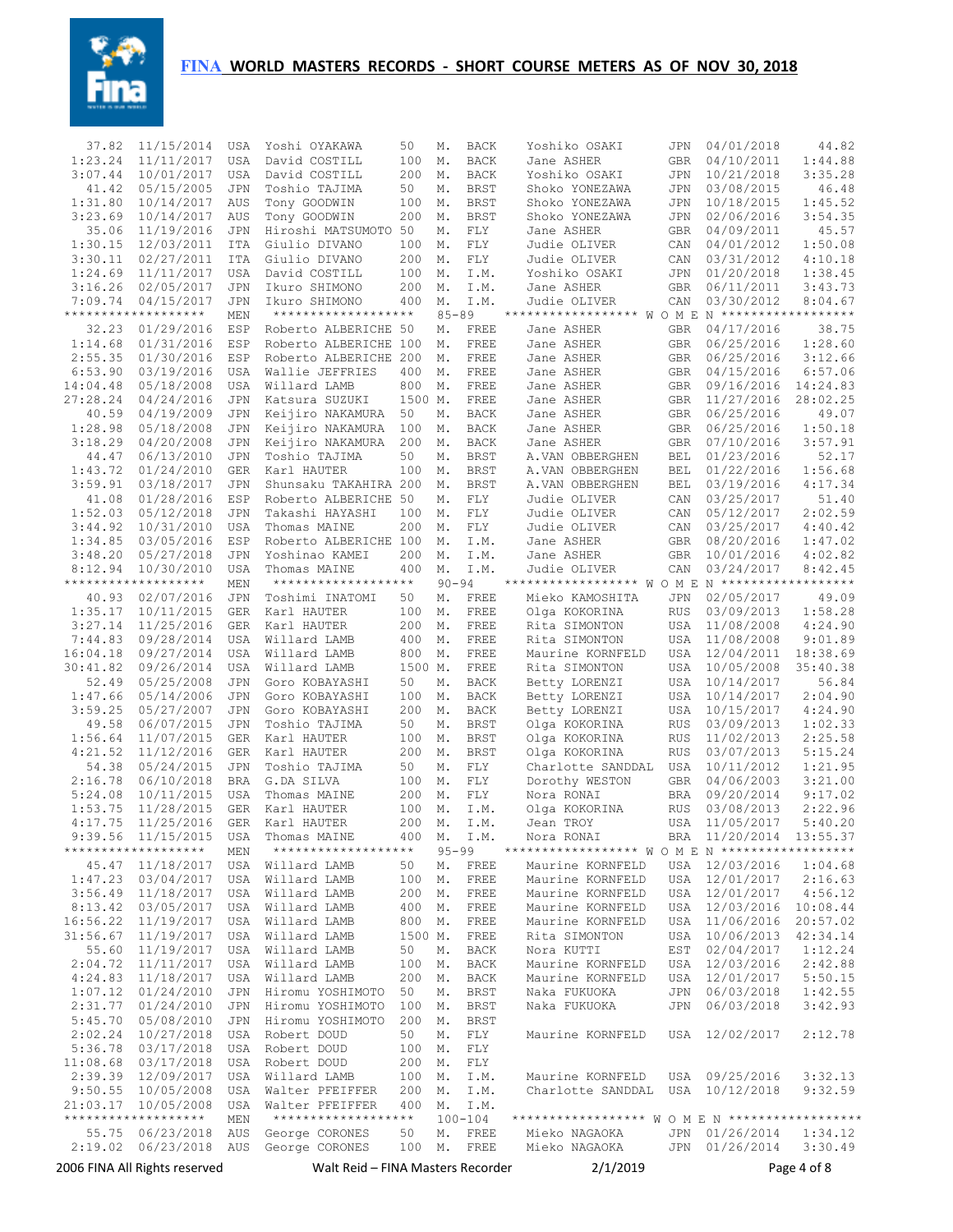# FINA WORLD MASTERS RECORDS - SHORT COURSE METERS AS OF NOV 30, 2018

| Time | Date | Nat | Name | Dist | | Stroke | Name | Nat | Date | Time |
|---|---|---|---|---|---|---|---|---|---|---|
| 37.82 | 11/15/2014 | USA | Yoshi OYAKAWA | 50 | M. | BACK | Yoshiko OSAKI | JPN | 04/01/2018 | 44.82 |
| 1:23.24 | 11/11/2017 | USA | David COSTILL | 100 | M. | BACK | Jane ASHER | GBR | 04/10/2011 | 1:44.88 |
| 3:07.44 | 10/01/2017 | USA | David COSTILL | 200 | M. | BACK | Yoshiko OSAKI | JPN | 10/21/2018 | 3:35.28 |
| 41.42 | 05/15/2005 | JPN | Toshio TAJIMA | 50 | M. | BRST | Shoko YONEZAWA | JPN | 03/08/2015 | 46.48 |
| 1:31.80 | 10/14/2017 | AUS | Tony GOODWIN | 100 | M. | BRST | Shoko YONEZAWA | JPN | 10/18/2015 | 1:45.52 |
| 3:23.69 | 10/14/2017 | AUS | Tony GOODWIN | 200 | M. | BRST | Shoko YONEZAWA | JPN | 02/06/2016 | 3:54.35 |
| 35.06 | 11/19/2016 | JPN | Hiroshi MATSUMOTO | 50 | M. | FLY | Jane ASHER | GBR | 04/09/2011 | 45.57 |
| 1:30.15 | 12/03/2011 | ITA | Giulio DIVANO | 100 | M. | FLY | Judie OLIVER | CAN | 04/01/2012 | 1:50.08 |
| 3:30.11 | 02/27/2011 | ITA | Giulio DIVANO | 200 | M. | FLY | Judie OLIVER | CAN | 03/31/2012 | 4:10.18 |
| 1:24.69 | 11/11/2017 | USA | David COSTILL | 100 | M. | I.M. | Yoshiko OSAKI | JPN | 01/20/2018 | 1:38.45 |
| 3:16.26 | 02/05/2017 | JPN | Ikuro SHIMONO | 200 | M. | I.M. | Jane ASHER | GBR | 06/11/2011 | 3:43.73 |
| 7:09.74 | 04/15/2017 | JPN | Ikuro SHIMONO | 400 | M. | I.M. | Judie OLIVER | CAN | 03/30/2012 | 8:04.67 |
| ****************** | | MEN | ****************** | 85-89 | | | ****************** W O M E N ****************** | | | |
| 32.23 | 01/29/2016 | ESP | Roberto ALBERICHE | 50 | M. | FREE | Jane ASHER | GBR | 04/17/2016 | 38.75 |
| 1:14.68 | 01/31/2016 | ESP | Roberto ALBERICHE | 100 | M. | FREE | Jane ASHER | GBR | 06/25/2016 | 1:28.60 |
| 2:55.35 | 01/30/2016 | ESP | Roberto ALBERICHE | 200 | M. | FREE | Jane ASHER | GBR | 06/25/2016 | 3:12.66 |
| 6:53.90 | 03/19/2016 | USA | Wallie JEFFRIES | 400 | M. | FREE | Jane ASHER | GBR | 04/15/2016 | 6:57.06 |
| 14:04.48 | 05/18/2008 | USA | Willard LAMB | 800 | M. | FREE | Jane ASHER | GBR | 09/16/2016 | 14:24.83 |
| 27:28.24 | 04/24/2016 | JPN | Katsura SUZUKI | 1500 | M. | FREE | Jane ASHER | GBR | 11/27/2016 | 28:02.25 |
| 40.59 | 04/19/2009 | JPN | Keijiro NAKAMURA | 50 | M. | BACK | Jane ASHER | GBR | 06/25/2016 | 49.07 |
| 1:28.98 | 05/18/2008 | JPN | Keijiro NAKAMURA | 100 | M. | BACK | Jane ASHER | GBR | 06/25/2016 | 1:50.18 |
| 3:18.29 | 04/20/2008 | JPN | Keijiro NAKAMURA | 200 | M. | BACK | Jane ASHER | GBR | 07/10/2016 | 3:57.91 |
| 44.47 | 06/13/2010 | JPN | Toshio TAJIMA | 50 | M. | BRST | A.VAN OBBERGHEN | BEL | 01/23/2016 | 52.17 |
| 1:43.72 | 01/24/2010 | GER | Karl HAUTER | 100 | M. | BRST | A.VAN OBBERGHEN | BEL | 01/22/2016 | 1:56.68 |
| 3:59.91 | 03/18/2017 | JPN | Shunsaku TAKAHIRA | 200 | M. | BRST | A.VAN OBBERGHEN | BEL | 03/19/2016 | 4:17.34 |
| 41.08 | 01/28/2016 | ESP | Roberto ALBERICHE | 50 | M. | FLY | Judie OLIVER | CAN | 03/25/2017 | 51.40 |
| 1:52.03 | 05/12/2018 | JPN | Takashi HAYASHI | 100 | M. | FLY | Judie OLIVER | CAN | 05/12/2017 | 2:02.59 |
| 3:44.92 | 10/31/2010 | USA | Thomas MAINE | 200 | M. | FLY | Judie OLIVER | CAN | 03/25/2017 | 4:40.42 |
| 1:34.85 | 03/05/2016 | ESP | Roberto ALBERICHE | 100 | M. | I.M. | Jane ASHER | GBR | 08/20/2016 | 1:47.02 |
| 3:48.20 | 05/27/2018 | JPN | Yoshinao KAMEI | 200 | M. | I.M. | Jane ASHER | GBR | 10/01/2016 | 4:02.82 |
| 8:12.94 | 10/30/2010 | USA | Thomas MAINE | 400 | M. | I.M. | Judie OLIVER | CAN | 03/24/2017 | 8:42.45 |
| ****************** | | MEN | ****************** | 90-94 | | | ****************** W O M E N ****************** | | | |
| 40.93 | 02/07/2016 | JPN | Toshimi INATOMI | 50 | M. | FREE | Mieko KAMOSHITA | JPN | 02/05/2017 | 49.09 |
| 1:35.17 | 10/11/2015 | GER | Karl HAUTER | 100 | M. | FREE | Olga KOKORINA | RUS | 03/09/2013 | 1:58.28 |
| 3:27.14 | 11/25/2016 | GER | Karl HAUTER | 200 | M. | FREE | Rita SIMONTON | USA | 11/08/2008 | 4:24.90 |
| 7:44.83 | 09/28/2014 | USA | Willard LAMB | 400 | M. | FREE | Rita SIMONTON | USA | 11/08/2008 | 9:01.89 |
| 16:04.18 | 09/27/2014 | USA | Willard LAMB | 800 | M. | FREE | Maurine KORNFELD | USA | 12/04/2011 | 18:38.69 |
| 30:41.82 | 09/26/2014 | USA | Willard LAMB | 1500 | M. | FREE | Rita SIMONTON | USA | 10/05/2008 | 35:40.38 |
| 52.49 | 05/25/2008 | JPN | Goro KOBAYASHI | 50 | M. | BACK | Betty LORENZI | USA | 10/14/2017 | 56.84 |
| 1:47.66 | 05/14/2006 | JPN | Goro KOBAYASHI | 100 | M. | BACK | Betty LORENZI | USA | 10/14/2017 | 2:04.90 |
| 3:59.25 | 05/27/2007 | JPN | Goro KOBAYASHI | 200 | M. | BACK | Betty LORENZI | USA | 10/15/2017 | 4:24.90 |
| 49.58 | 06/07/2015 | JPN | Toshio TAJIMA | 50 | M. | BRST | Olga KOKORINA | RUS | 03/09/2013 | 1:02.33 |
| 1:56.64 | 11/07/2015 | GER | Karl HAUTER | 100 | M. | BRST | Olga KOKORINA | RUS | 11/02/2013 | 2:25.58 |
| 4:21.52 | 11/12/2016 | GER | Karl HAUTER | 200 | M. | BRST | Olga KOKORINA | RUS | 03/07/2013 | 5:15.24 |
| 54.38 | 05/24/2015 | JPN | Toshio TAJIMA | 50 | M. | FLY | Charlotte SANDDAL | USA | 10/11/2012 | 1:21.95 |
| 2:16.78 | 06/10/2018 | BRA | G.DA SILVA | 100 | M. | FLY | Dorothy WESTON | GBR | 04/06/2003 | 3:21.00 |
| 5:24.08 | 10/11/2015 | USA | Thomas MAINE | 200 | M. | FLY | Nora RONAI | BRA | 09/20/2014 | 9:17.02 |
| 1:53.75 | 11/28/2015 | GER | Karl HAUTER | 100 | M. | I.M. | Olga KOKORINA | RUS | 03/08/2013 | 2:22.96 |
| 4:17.75 | 11/25/2016 | GER | Karl HAUTER | 200 | M. | I.M. | Jean TROY | USA | 11/05/2017 | 5:40.20 |
| 9:39.56 | 11/15/2015 | USA | Thomas MAINE | 400 | M. | I.M. | Nora RONAI | BRA | 11/20/2014 | 13:55.37 |
| ****************** | | MEN | ****************** | 95-99 | | | ****************** W O M E N ****************** | | | |
| 45.47 | 11/18/2017 | USA | Willard LAMB | 50 | M. | FREE | Maurine KORNFELD | USA | 12/03/2016 | 1:04.68 |
| 1:47.23 | 03/04/2017 | USA | Willard LAMB | 100 | M. | FREE | Maurine KORNFELD | USA | 12/01/2017 | 2:16.63 |
| 3:56.49 | 11/18/2017 | USA | Willard LAMB | 200 | M. | FREE | Maurine KORNFELD | USA | 12/01/2017 | 4:56.12 |
| 8:13.42 | 03/05/2017 | USA | Willard LAMB | 400 | M. | FREE | Maurine KORNFELD | USA | 12/03/2016 | 10:08.44 |
| 16:56.22 | 11/19/2017 | USA | Willard LAMB | 800 | M. | FREE | Maurine KORNFELD | USA | 11/06/2016 | 20:57.02 |
| 31:56.67 | 11/19/2017 | USA | Willard LAMB | 1500 | M. | FREE | Rita SIMONTON | USA | 10/06/2013 | 42:34.14 |
| 55.60 | 11/19/2017 | USA | Willard LAMB | 50 | M. | BACK | Nora KUTTI | EST | 02/04/2017 | 1:12.24 |
| 2:04.72 | 11/11/2017 | USA | Willard LAMB | 100 | M. | BACK | Maurine KORNFELD | USA | 12/03/2016 | 2:42.88 |
| 4:24.83 | 11/18/2017 | USA | Willard LAMB | 200 | M. | BACK | Maurine KORNFELD | USA | 12/01/2017 | 5:50.15 |
| 1:07.12 | 01/24/2010 | JPN | Hiromu YOSHIMOTO | 50 | M. | BRST | Naka FUKUOKA | JPN | 06/03/2018 | 1:42.55 |
| 2:31.77 | 01/24/2010 | JPN | Hiromu YOSHIMOTO | 100 | M. | BRST | Naka FUKUOKA | JPN | 06/03/2018 | 3:42.93 |
| 5:45.70 | 05/08/2010 | JPN | Hiromu YOSHIMOTO | 200 | M. | BRST | | | | |
| 2:02.24 | 10/27/2018 | USA | Robert DOUD | 50 | M. | FLY | Maurine KORNFELD | USA | 12/02/2017 | 2:12.78 |
| 5:36.78 | 03/17/2018 | USA | Robert DOUD | 100 | M. | FLY | | | | |
| 11:08.68 | 03/17/2018 | USA | Robert DOUD | 200 | M. | FLY | | | | |
| 2:39.39 | 12/09/2017 | USA | Willard LAMB | 100 | M. | I.M. | Maurine KORNFELD | USA | 09/25/2016 | 3:32.13 |
| 9:50.55 | 10/05/2008 | USA | Walter PFEIFFER | 200 | M. | I.M. | Charlotte SANDDAL | USA | 10/12/2018 | 9:32.59 |
| 21:03.17 | 10/05/2008 | USA | Walter PFEIFFER | 400 | M. | I.M. | | | | |
| ****************** | | MEN | ****************** | 100-104 | | | ****************** W O M E N ****************** | | | |
| 55.75 | 06/23/2018 | AUS | George CORONES | 50 | M. | FREE | Mieko NAGAOKA | JPN | 01/26/2014 | 1:34.12 |
| 2:19.02 | 06/23/2018 | AUS | George CORONES | 100 | M. | FREE | Mieko NAGAOKA | JPN | 01/26/2014 | 3:30.49 |

2006 FINA All Rights reserved — Walt Reid – FINA Masters Recorder — 2/1/2019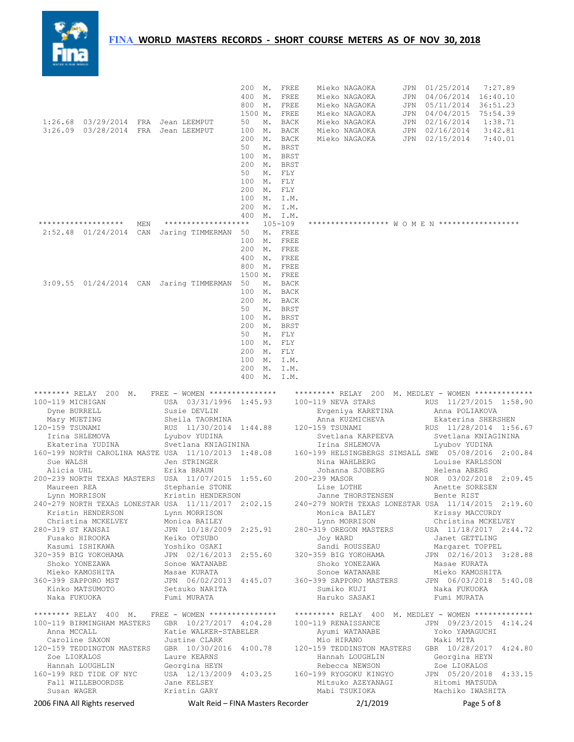# FINA WORLD MASTERS RECORDS - SHORT COURSE METERS AS OF NOV 30, 2018

| Time | Date | Nat | Men | Event | Women | Nat | Date | Time |
|---|---|---|---|---|---|---|---|---|
| | | | | 200 M. FREE | Mieko NAGAOKA | JPN | 01/25/2014 | 7:27.89 |
| | | | | 400 M. FREE | Mieko NAGAOKA | JPN | 04/06/2014 | 16:40.10 |
| | | | | 800 M. FREE | Mieko NAGAOKA | JPN | 05/11/2014 | 36:51.23 |
| | | | | 1500 M. FREE | Mieko NAGAOKA | JPN | 04/04/2015 | 75:54.39 |
| 1:26.68 | 03/29/2014 | FRA | Jean LEEMPUT | 50 M. BACK | Mieko NAGAOKA | JPN | 02/16/2014 | 1:38.71 |
| 3:26.09 | 03/28/2014 | FRA | Jean LEEMPUT | 100 M. BACK | Mieko NAGAOKA | JPN | 02/16/2014 | 3:42.81 |
| | | | | 200 M. BACK | Mieko NAGAOKA | JPN | 02/15/2014 | 7:40.01 |
| | | | | 50 M. BRST | | | | |
| | | | | 100 M. BRST | | | | |
| | | | | 200 M. BRST | | | | |
| | | | | 50 M. FLY | | | | |
| | | | | 100 M. FLY | | | | |
| | | | | 200 M. FLY | | | | |
| | | | | 100 M. I.M. | | | | |
| | | | | 200 M. I.M. | | | | |
| | | | | 400 M. I.M. | | | | |

| Time | Date | Nat | MEN | 105-109 | WOMEN | Nat | Date | Time |
|---|---|---|---|---|---|---|---|---|
| 2:52.48 | 01/24/2014 | CAN | Jaring TIMMERMAN | 50 M. FREE | | | | |
| | | | | 100 M. FREE | | | | |
| | | | | 200 M. FREE | | | | |
| | | | | 400 M. FREE | | | | |
| | | | | 800 M. FREE | | | | |
| | | | | 1500 M. FREE | | | | |
| 3:09.55 | 01/24/2014 | CAN | Jaring TIMMERMAN | 50 M. BACK | | | | |
| | | | | 100 M. BACK | | | | |
| | | | | 200 M. BACK | | | | |
| | | | | 50 M. BRST | | | | |
| | | | | 100 M. BRST | | | | |
| | | | | 200 M. BRST | | | | |
| | | | | 50 M. FLY | | | | |
| | | | | 100 M. FLY | | | | |
| | | | | 200 M. FLY | | | | |
| | | | | 100 M. I.M. | | | | |
| | | | | 200 M. I.M. | | | | |
| | | | | 400 M. I.M. | | | | |

## RELAY 200 M. FREE - WOMEN

| Age | Team | Nat | Date | Time | Swimmers |
|---|---|---|---|---|---|
| 100-119 | MICHIGAN | USA | 03/31/1996 | 1:45.93 | Dyne BURRELL, Susie DEVLIN, Mary MUETING, Sheila TAORMINA |
| 120-159 | TSUNAMI | RUS | 11/30/2014 | 1:44.88 | Irina SHLEMOVA, Lyubov YUDINA, Ekaterina YUDINA, Svetlana KNIAGININA |
| 160-199 | NORTH CAROLINA MASTE | USA | 11/10/2013 | 1:48.08 | Sue WALSH, Jen STRINGER, Alicia UHL, Erika BRAUN |
| 200-239 | NORTH TEXAS MASTERS | USA | 11/07/2015 | 1:55.60 | Maureen REA, Stephanie STONE, Lynn MORRISON, Kristin HENDERSON |
| 240-279 | NORTH TEXAS LONESTAR | USA | 11/11/2017 | 2:02.15 | Kristin HENDERSON, Lynn MORRISON, Christina MCKELVEY, Monica BAILEY |
| 280-319 | ST KANSAI | JPN | 10/18/2009 | 2:25.91 | Fusako HIROOKA, Keiko OTSUBO, Kasumi ISHIKAWA, Yoshiko OSAKI |
| 320-359 | BIG YOKOHAMA | JPN | 02/16/2013 | 2:55.60 | Shoko YONEZAWA, Sonoe WATANABE, Mieko KAMOSHITA, Masae KURATA |
| 360-399 | SAPPORO MST | JPN | 06/02/2013 | 4:45.07 | Kinko MATSUMOTO, Setsuko NARITA, Naka FUKUOKA, Fumi MURATA |

## RELAY 200 M. MEDLEY - WOMEN

| Age | Team | Nat | Date | Time | Swimmers |
|---|---|---|---|---|---|
| 100-119 | NEVA STARS | RUS | 11/27/2015 | 1:58.90 | Evgeniya KARETINA, Anna POLIAKOVA, Anna KUZMICHEVA, Ekaterina SHERSHEN |
| 120-159 | TSUNAMI | RUS | 11/28/2014 | 1:56.67 | Svetlana KARPEEVA, Svetlana KNIAGININA, Irina SHLEMOVA, Lyubov YUDINA |
| 160-199 | HELSINGBERGS SIMSALL | SWE | 05/08/2016 | 2:00.84 | Nina WAHLBERG, Louise KARLSSON, Johanna SJOBERG, Helena ABERG |
| 200-239 | MASOR | NOR | 03/02/2018 | 2:09.45 | Lise LOTHE, Anette SORESEN, Janne THORSTENSEN, Bente RIST |
| 240-279 | NORTH TEXAS LONESTAR | USA | 11/14/2015 | 2:19.60 | Monica BAILEY, Krissy MACCURDY, Lynn MORRISON, Christina MCKELVEY |
| 280-319 | OREGON MASTERS | USA | 11/18/2017 | 2:44.72 | Joy WARD, Janet GETTLING, Sandi ROUSSEAU, Margaret TOPPEL |
| 320-359 | BIG YOKOHAMA | JPN | 02/16/2013 | 3:28.88 | Shoko YONEZAWA, Masae KURATA, Sonoe WATANABE, Mieko KAMOSHITA |
| 360-399 | SAPPORO MASTERS | JPN | 06/03/2018 | 5:40.08 | Sumiko KUJI, Naka FUKUOKA, Haruko SASAKI, Fumi MURATA |

## RELAY 400 M. FREE - WOMEN

| Age | Team | Nat | Date | Time | Swimmers |
|---|---|---|---|---|---|
| 100-119 | BIRMINGHAM MASTERS | GBR | 10/27/2017 | 4:04.28 | Anna MCCALL, Katie WALKER-STABELER, Caroline SAXON, Justine CLARK |
| 120-159 | TEDDINGTON MASTERS | GBR | 10/30/2016 | 4:00.78 | Zoe LIOKALOS, Laure KEARNS, Hannah LOUGHLIN, Georgina HEYN |
| 160-199 | RED TIDE OF NYC | USA | 12/13/2009 | 4:03.25 | Fall WILLEBOORDSE, Jane KELSEY, Susan WAGER, Kristin GARY |

## RELAY 400 M. MEDLEY - WOMEN

| Age | Team | Nat | Date | Time | Swimmers |
|---|---|---|---|---|---|
| 100-119 | RENAISSANCE | JPN | 09/23/2015 | 4:14.24 | Ayumi WATANABE, Yoko YAMAGUCHI, Mio HIRANO, Maki MITA |
| 120-159 | TEDDINSTON MASTERS | GBR | 10/28/2017 | 4:24.80 | Hannah LOUGHLIN, Georgina HEYN, Rebecca NEWSON, Zoe LIOKALOS |
| 160-199 | RYOGOKU KINGYO | JPN | 05/20/2018 | 4:33.15 | Mitsuko AZEYANAGI, Hitomi MATSUDA, Mabi TSUKIOKA, Machiko IWASHITA |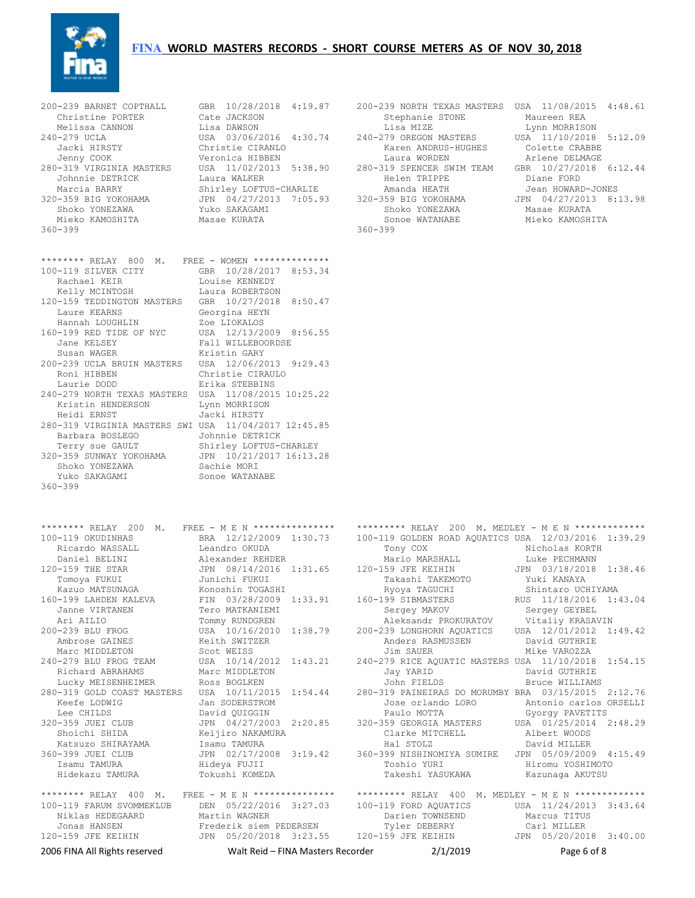# FINA WORLD MASTERS RECORDS - SHORT COURSE METERS AS OF NOV 30, 2018

```
200-239 BARNET COPTHALL     GBR  10/28/2018  4:19.87
   Christine PORTER         Cate JACKSON
   Melissa CANNON           Lisa DAWSON
240-279 UCLA                USA  03/06/2016  4:30.74
   Jacki HIRSTY             Christie CIRANLO
   Jenny COOK               Veronica HIBBEN
280-319 VIRGINIA MASTERS    USA  11/02/2013  5:38.90
   Johnnie DETRICK          Laura WALKER
   Marcia BARRY             Shirley LOFTUS-CHARLIE
320-359 BIG YOKOHAMA        JPN  04/27/2013  7:05.93
   Shoko YONEZAWA           Yuko SAKAGAMI
   Mieko KAMOSHITA          Masae KURATA
360-399
```

```
200-239 NORTH TEXAS MASTERS  USA  11/08/2015  4:48.61
   Stephanie STONE           Maureen REA
   Lisa MIZE                 Lynn MORRISON
240-279 OREGON MASTERS       USA  11/10/2018  5:12.09
   Karen ANDRUS-HUGHES       Colette CRABBE
   Laura WORDEN              Arlene DELMAGE
280-319 SPENCER SWIM TEAM    GBR  10/27/2018  6:12.44
   Helen TRIPPE              Diane FORD
   Amanda HEATH              Jean HOWARD-JONES
320-359 BIG YOKOHAMA         JPN  04/27/2013  8:13.98
   Shoko YONEZAWA            Masae KURATA
   Sonoe WATANABE            Mieko KAMOSHITA
360-399
```

```
******** RELAY  800  M.   FREE - WOMEN **************
100-119 SILVER CITY           GBR  10/28/2017  8:53.34
   Rachael KEIR               Louise KENNEDY
   Kelly MCINTOSH             Laura ROBERTSON
120-159 TEDDINGTON MASTERS    GBR  10/27/2018  8:50.47
   Laure KEARNS               Georgina HEYN
   Hannah LOUGHLIN            Zoe LIOKALOS
160-199 RED TIDE OF NYC       USA  12/13/2009  8:56.55
   Jane KELSEY                Fall WILLEBOORDSE
   Susan WAGER                Kristin GARY
200-239 UCLA BRUIN MASTERS    USA  12/06/2013  9:29.43
   Roni HIBBEN                Christie CIRAULO
   Laurie DODD                Erika STEBBINS
240-279 NORTH TEXAS MASTERS   USA  11/08/2015 10:25.22
   Kristin HENDERSON          Lynn MORRISON
   Heidi ERNST                Jacki HIRSTY
280-319 VIRGINIA MASTERS SWI  USA  11/04/2017 12:45.85
   Barbara BOSLEGO            Johnnie DETRICK
   Terry sue GAULT            Shirley LOFTUS-CHARLEY
320-359 SUNWAY YOKOHAMA       JPN  10/21/2017 16:13.28
   Shoko YONEZAWA             Sachie MORI
   Yuko SAKAGAMI              Sonoe WATANABE
360-399
```

```
******** RELAY  200  M.   FREE - M E N ***************
100-119 OKUDINHAS             BRA  12/12/2009  1:30.73
   Ricardo WASSALL            Leandro OKUDA
   Daniel BELINI              Alexander REHDER
120-159 THE STAR              JPN  08/14/2016  1:31.65
   Tomoya FUKUI               Junichi FUKUI
   Kazuo MATSUNAGA            Konoshin TOGASHI
160-199 LAHDEN KALEVA         FIN  03/28/2009  1:33.91
   Janne VIRTANEN             Tero MATKANIEMI
   Ari AILIO                  Tommy RUNDGREN
200-239 BLU FROG              USA  10/16/2010  1:38.79
   Ambrose GAINES             Keith SWITZER
   Marc MIDDLETON             Scot WEISS
240-279 BLU FROG TEAM         USA  10/14/2012  1:43.21
   Richard ABRAHAMS           Marc MIDDLETON
   Lucky MEISENHEIMER         Ross BOGLKEN
280-319 GOLD COAST MASTERS    USA  10/11/2015  1:54.44
   Keefe LODWIG               Jan SODERSTROM
   Lee CHILDS                 David QUIGGIN
320-359 JUEI CLUB             JPN  04/27/2003  2:20.85
   Shoichi SHIDA              Keijiro NAKAMURA
   Katsuzo SHIRAYAMA          Isamu TAMURA
360-399 JUEI CLUB             JPN  02/17/2008  3:19.42
   Isamu TAMURA               Hideya FUJII
   Hidekazu TAMURA            Tokushi KOMEDA
```

```
******** RELAY  400  M.   FREE - M E N ***************
100-119 FARUM SVOMMEKLUB      DEN  05/22/2016  3:27.03
   Niklas HEDEGAARD           Martin WAGNER
   Jonas HANSEN               Frederik siem PEDERSEN
120-159 JFE KEIHIN            JPN  05/20/2018  3:23.55
```

```
******** RELAY  200  M. MEDLEY - M E N *************
100-119 GOLDEN ROAD AQUATICS  USA  12/03/2016  1:39.29
   Tony COX                   Nicholas KORTH
   Mario MARSHALL             Luke PECHMANN
120-159 JFE KEIHIN            JPN  03/18/2018  1:38.46
   Takashi TAKEMOTO           Yuki KANAYA
   Ryoya TAGUCHI              Shintaro UCHIYAMA
160-199 SIBMASTERS            RUS  11/18/2016  1:43.04
   Sergey MAKOV               Sergey GEYBEL
   Aleksandr PROKURATOV       Vitaliy KRASAVIN
200-239 LONGHORN AQUATICS     USA  12/01/2012  1:49.42
   Anders RASMUSSEN           David GUTHRIE
   Jim SAUER                  Mike VAROZZA
240-279 RICE AQUATIC MASTERS  USA  11/10/2018  1:54.15
   Jay YARID                  David GUTHRIE
   John FIELDS                Bruce WILLIAMS
280-319 PAINEIRAS DO MORUMBY  BRA  03/15/2015  2:12.76
   Jose orlando LORO          Antonio carlos ORSELLI
   Paulo MOTTA                Gyorgy PAVETITS
320-359 GEORGIA MASTERS       USA  01/25/2014  2:48.29
   Clarke MITCHELL            Albert WOODS
   Hal STOLZ                  David MILLER
360-399 NISHINOMIYA SUMIRE    JPN  05/09/2009  4:15.49
   Toshio YURI                Hiromu YOSHIMOTO
   Takeshi YASUKAWA           Kazunaga AKUTSU
```

```
******** RELAY  400  M. MEDLEY - M E N *************
100-119 FORD AQUATICS         USA  11/24/2013  3:43.64
   Darien TOWNSEND            Marcus TITUS
   Tyler DEBERRY              Carl MILLER
120-159 JFE KEIHIN            JPN  05/20/2018  3:40.00
```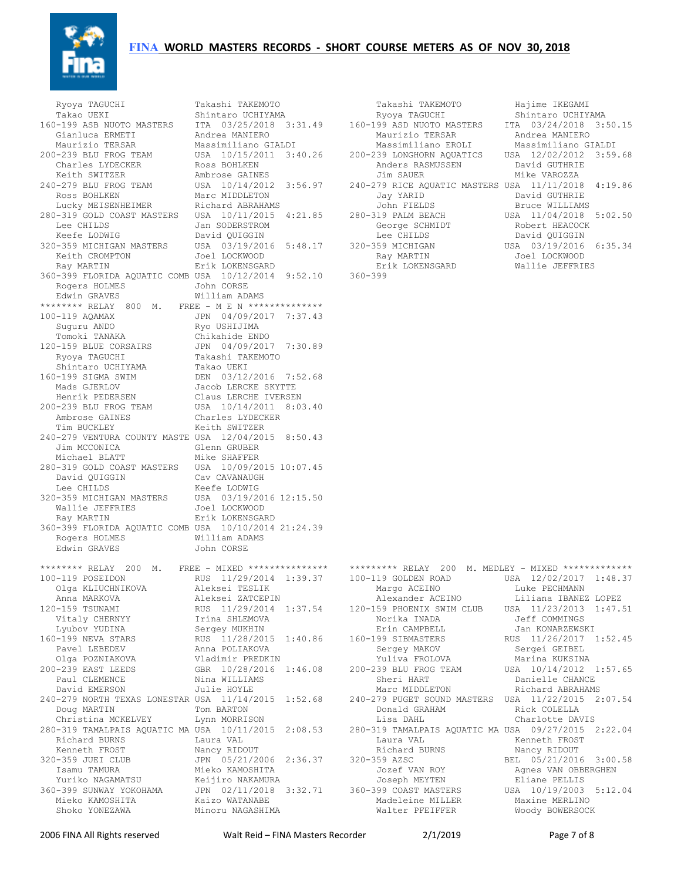# FINA WORLD MASTERS RECORDS - SHORT COURSE METERS AS OF NOV 30, 2018

```
    Ryoya TAGUCHI              Takashi TAKEMOTO
    Takao UEKI                 Shintaro UCHIYAMA
160-199 ASB NUOTO MASTERS      ITA  03/25/2018  3:31.49
    Gianluca ERMETI            Andrea MANIERO
    Maurizio TERSAR            Massimiliano GIALDI
200-239 BLU FROG TEAM          USA  10/15/2011  3:40.26
    Charles LYDECKER           Ross BOHLKEN
    Keith SWITZER              Ambrose GAINES
240-279 BLU FROG TEAM          USA  10/14/2012  3:56.97
    Ross BOHLKEN               Marc MIDDLETON
    Lucky MEISENHEIMER         Richard ABRAHAMS
280-319 GOLD COAST MASTERS     USA  10/11/2015  4:21.85
    Lee CHILDS                 Jan SODERSTROM
    Keefe LODWIG               David QUIGGIN
320-359 MICHIGAN MASTERS       USA  03/19/2016  5:48.17
    Keith CROMPTON             Joel LOCKWOOD
    Ray MARTIN                 Erik LOKENSGARD
360-399 FLORIDA AQUATIC COMB   USA  10/12/2014  9:52.10
    Rogers HOLMES              John CORSE
    Edwin GRAVES               William ADAMS
******** RELAY  800  M.   FREE - M E N **************
100-119 AQAMAX                 JPN  04/09/2017  7:37.43
    Suguru ANDO                Ryo USHIJIMA
    Tomoki TANAKA              Chikahide ENDO
120-159 BLUE CORSAIRS          JPN  04/09/2017  7:30.89
    Ryoya TAGUCHI              Takashi TAKEMOTO
    Shintaro UCHIYAMA          Takao UEKI
160-199 SIGMA SWIM             DEN  03/12/2016  7:52.68
    Mads GJERLOV               Jacob LERCKE SKYTTE
    Henrik PEDERSEN            Claus LERCHE IVERSEN
200-239 BLU FROG TEAM          USA  10/14/2011  8:03.40
    Ambrose GAINES             Charles LYDECKER
    Tim BUCKLEY                Keith SWITZER
240-279 VENTURA COUNTY MASTE   USA  12/04/2015  8:50.43
    Jim MCCONICA               Glenn GRUBER
    Michael BLATT              Mike SHAFFER
280-319 GOLD COAST MASTERS     USA  10/09/2015 10:07.45
    David QUIGGIN              Cav CAVANAUGH
    Lee CHILDS                 Keefe LODWIG
320-359 MICHIGAN MASTERS       USA  03/19/2016 12:15.50
    Wallie JEFFRIES            Joel LOCKWOOD
    Ray MARTIN                 Erik LOKENSGARD
360-399 FLORIDA AQUATIC COMB   USA  10/10/2014 21:24.39
    Rogers HOLMES              William ADAMS
    Edwin GRAVES               John CORSE

    Takashi TAKEMOTO           Hajime IKEGAMI
    Ryoya TAGUCHI              Shintaro UCHIYAMA
160-199 ASD NUOTO MASTERS      ITA  03/24/2018  3:50.15
    Maurizio TERSAR            Andrea MANIERO
    Massimiliano EROLI         Massimiliano GIALDI
200-239 LONGHORN AQUATICS      USA  12/02/2012  3:59.68
    Anders RASMUSSEN           David GUTHRIE
    Jim SAUER                  Mike VAROZZA
240-279 RICE AQUATIC MASTERS   USA  11/11/2018  4:19.86
    Jay YARID                  David GUTHRIE
    John FIELDS                Bruce WILLIAMS
280-319 PALM BEACH             USA  11/04/2018  5:02.50
    George SCHMIDT             Robert HEACOCK
    Lee CHILDS                 David QUIGGIN
320-359 MICHIGAN               USA  03/19/2016  6:35.34
    Ray MARTIN                 Joel LOCKWOOD
    Erik LOKENSGARD            Wallie JEFFRIES
360-399

******** RELAY  200  M.   FREE - MIXED ***************
100-119 POSEIDON               RUS  11/29/2014  1:39.37
    Olga KLIUCHNIKOVA          Aleksei TESLIK
    Anna MARKOVA               Aleksei ZATCEPIN
120-159 TSUNAMI                RUS  11/29/2014  1:37.54
    Vitaly CHERNYY             Irina SHLEMOVA
    Lyubov YUDINA              Sergey MUKHIN
160-199 NEVA STARS             RUS  11/28/2015  1:40.86
    Pavel LEBEDEV              Anna POLIAKOVA
    Olga POZNIAKOVA            Vladimir PREDKIN
200-239 EAST LEEDS             GBR  10/28/2016  1:46.08
    Paul CLEMENCE              Nina WILLIAMS
    David EMERSON              Julie HOYLE
240-279 NORTH TEXAS LONESTAR   USA  11/14/2015  1:52.68
    Doug MARTIN                Tom BARTON
    Christina MCKELVEY         Lynn MORRISON
280-319 TAMALPAIS AQUATIC MA   USA  10/11/2015  2:08.53
    Richard BURNS              Laura VAL
    Kenneth FROST              Nancy RIDOUT
320-359 JUEI CLUB              JPN  05/21/2006  2:36.37
    Isamu TAMURA               Mieko KAMOSHITA
    Yuriko NAGAMATSU           Keijiro NAKAMURA
360-399 SUNWAY YOKOHAMA        JPN  02/11/2018  3:32.71
    Mieko KAMOSHITA            Kaizo WATANABE
    Shoko YONEZAWA             Minoru NAGASHIMA

********* RELAY  200  M. MEDLEY - MIXED *************
100-119 GOLDEN ROAD            USA  12/02/2017  1:48.37
    Margo ACEINO               Luke PECHMANN
    Alexander ACEINO           Liliana IBANEZ LOPEZ
120-159 PHOENIX SWIM CLUB      USA  11/23/2013  1:47.51
    Norika INADA               Jeff COMMINGS
    Erin CAMPBELL              Jan KONARZEWSKI
160-199 SIBMASTERS             RUS  11/26/2017  1:52.45
    Sergey MAKOV               Sergei GEIBEL
    Yuliva FROLOVA             Marina KUKSINA
200-239 BLU FROG TEAM          USA  10/14/2012  1:57.65
    Sheri HART                 Danielle CHANCE
    Marc MIDDLETON             Richard ABRAHAMS
240-279 PUGET SOUND MASTERS    USA  11/22/2015  2:07.54
    Donald GRAHAM              Rick COLELLA
    Lisa DAHL                  Charlotte DAVIS
280-319 TAMALPAIS AQUATIC MA   USA  09/27/2015  2:22.04
    Laura VAL                  Kenneth FROST
    Richard BURNS              Nancy RIDOUT
320-359 AZSC                   BEL  05/21/2016  3:00.58
    Jozef VAN ROY              Agnes VAN OBBERGHEN
    Joseph MEYTEN              Eliane PELLIS
360-399 COAST MASTERS          USA  10/19/2003  5:12.04
    Madeleine MILLER           Maxine MERLINO
    Walter PFEIFFER            Woody BOWERSOCK
```

2006 FINA All Rights reserved    Walt Reid – FINA Masters Recorder    2/1/2019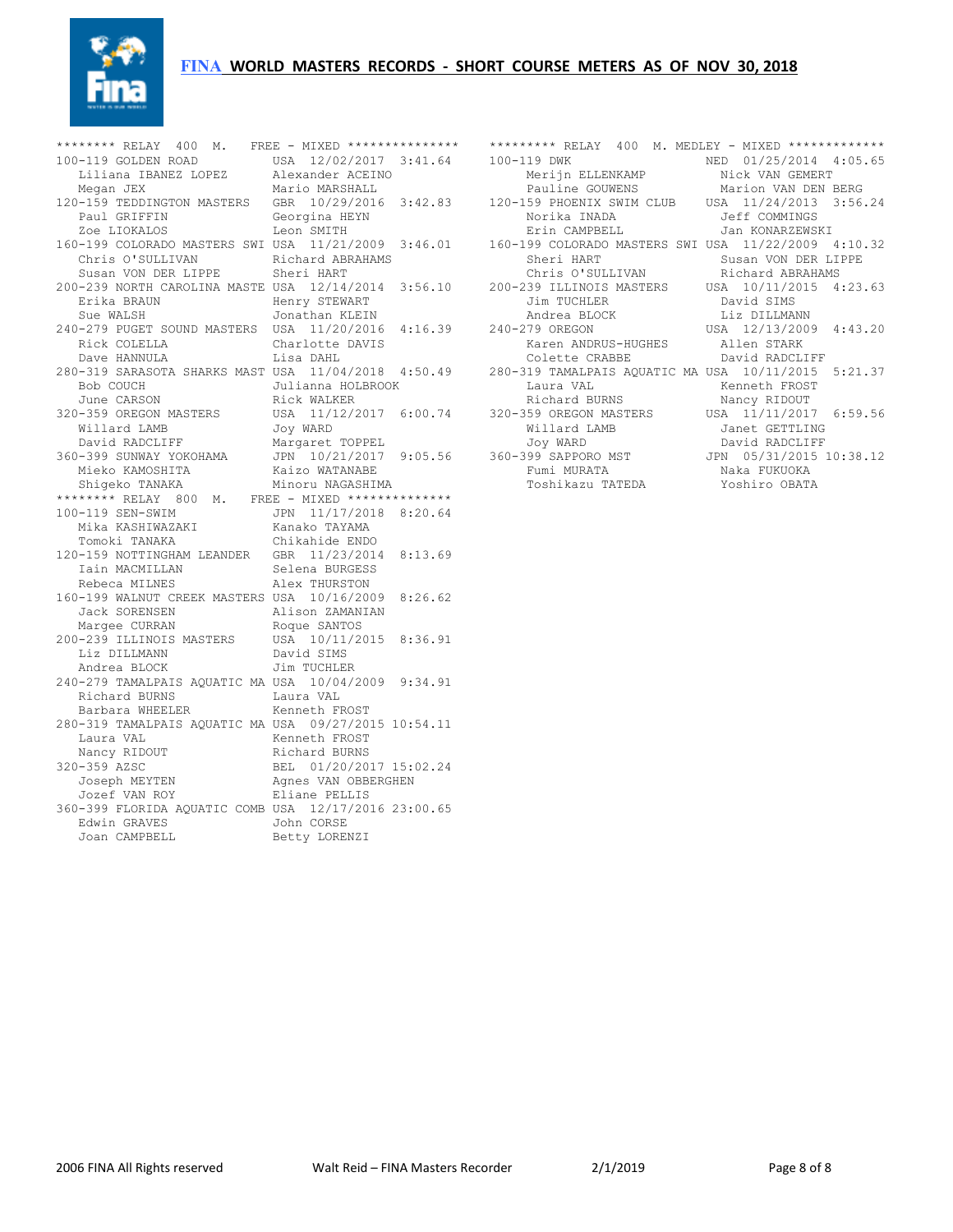# FINA WORLD MASTERS RECORDS - SHORT COURSE METERS AS OF NOV 30, 2018

```
******** RELAY  400  M.   FREE - MIXED ***************
100-119 GOLDEN ROAD           USA  12/02/2017  3:41.64
   Liliana IBANEZ LOPEZ       Alexander ACEINO
   Megan JEX                  Mario MARSHALL
120-159 TEDDINGTON MASTERS    GBR  10/29/2016  3:42.83
   Paul GRIFFIN               Georgina HEYN
   Zoe LIOKALOS               Leon SMITH
160-199 COLORADO MASTERS SWI USA  11/21/2009  3:46.01
   Chris O'SULLIVAN           Richard ABRAHAMS
   Susan VON DER LIPPE        Sheri HART
200-239 NORTH CAROLINA MASTE USA  12/14/2014  3:56.10
   Erika BRAUN                Henry STEWART
   Sue WALSH                  Jonathan KLEIN
240-279 PUGET SOUND MASTERS   USA  11/20/2016  4:16.39
   Rick COLELLA               Charlotte DAVIS
   Dave HANNULA               Lisa DAHL
280-319 SARASOTA SHARKS MAST USA  11/04/2018  4:50.49
   Bob COUCH                  Julianna HOLBROOK
   June CARSON                Rick WALKER
320-359 OREGON MASTERS        USA  11/12/2017  6:00.74
   Willard LAMB               Joy WARD
   David RADCLIFF             Margaret TOPPEL
360-399 SUNWAY YOKOHAMA       JPN  10/21/2017  9:05.56
   Mieko KAMOSHITA            Kaizo WATANABE
   Shigeko TANAKA             Minoru NAGASHIMA
******** RELAY  800  M.   FREE - MIXED **************
100-119 SEN-SWIM              JPN  11/17/2018  8:20.64
   Mika KASHIWAZAKI           Kanako TAYAMA
   Tomoki TANAKA              Chikahide ENDO
120-159 NOTTINGHAM LEANDER    GBR  11/23/2014  8:13.69
   Iain MACMILLAN             Selena BURGESS
   Rebeca MILNES              Alex THURSTON
160-199 WALNUT CREEK MASTERS USA  10/16/2009  8:26.62
   Jack SORENSEN              Alison ZAMANIAN
   Margee CURRAN              Roque SANTOS
200-239 ILLINOIS MASTERS      USA  10/11/2015  8:36.91
   Liz DILLMANN               David SIMS
   Andrea BLOCK               Jim TUCHLER
240-279 TAMALPAIS AQUATIC MA USA  10/04/2009  9:34.91
   Richard BURNS              Laura VAL
   Barbara WHEELER            Kenneth FROST
280-319 TAMALPAIS AQUATIC MA USA  09/27/2015 10:54.11
   Laura VAL                  Kenneth FROST
   Nancy RIDOUT               Richard BURNS
320-359 AZSC                  BEL  01/20/2017 15:02.24
   Joseph MEYTEN              Agnes VAN OBBERGHEN
   Jozef VAN ROY              Eliane PELLIS
360-399 FLORIDA AQUATIC COMB USA  12/17/2016 23:00.65
   Edwin GRAVES               John CORSE
   Joan CAMPBELL              Betty LORENZI
```

```
********* RELAY  400  M. MEDLEY - MIXED *************
100-119 DWK                   NED  01/25/2014  4:05.65
   Merijn ELLENKAMP           Nick VAN GEMERT
   Pauline GOUWENS            Marion VAN DEN BERG
120-159 PHOENIX SWIM CLUB     USA  11/24/2013  3:56.24
   Norika INADA               Jeff COMMINGS
   Erin CAMPBELL              Jan KONARZEWSKI
160-199 COLORADO MASTERS SWI USA  11/22/2009  4:10.32
   Sheri HART                 Susan VON DER LIPPE
   Chris O'SULLIVAN           Richard ABRAHAMS
200-239 ILLINOIS MASTERS      USA  10/11/2015  4:23.63
   Jim TUCHLER                David SIMS
   Andrea BLOCK               Liz DILLMANN
240-279 OREGON                USA  12/13/2009  4:43.20
   Karen ANDRUS-HUGHES        Allen STARK
   Colette CRABBE             David RADCLIFF
280-319 TAMALPAIS AQUATIC MA USA  10/11/2015  5:21.37
   Laura VAL                  Kenneth FROST
   Richard BURNS              Nancy RIDOUT
320-359 OREGON MASTERS        USA  11/11/2017  6:59.56
   Willard LAMB               Janet GETTLING
   Joy WARD                   David RADCLIFF
360-399 SAPPORO MST           JPN  05/31/2015 10:38.12
   Fumi MURATA                Naka FUKUOKA
   Toshikazu TATEDA           Yoshiro OBATA
```